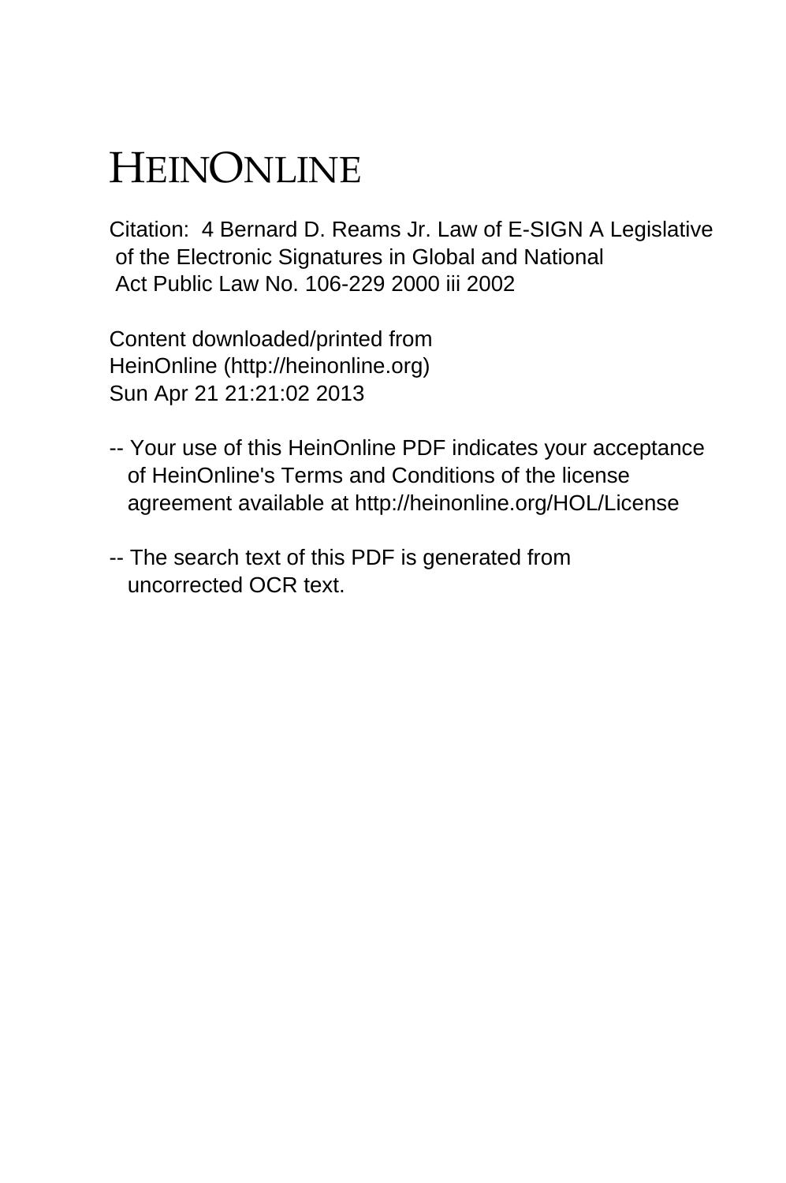# HEINONLINE

Citation: 4 Bernard D. Reams Jr. Law of E-SIGN A Legislative of the Electronic Signatures in Global and National Act Public Law No. 106-229 2000 iii 2002

Content downloaded/printed from HeinOnline (http://heinonline.org) Sun Apr 21 21:21:02 2013

-- Your use of this HeinOnline PDF indicates your acceptance of HeinOnline's Terms and Conditions of the license agreement available at http://heinonline.org/HOL/License

-- The search text of this PDF is generated from uncorrected OCR text.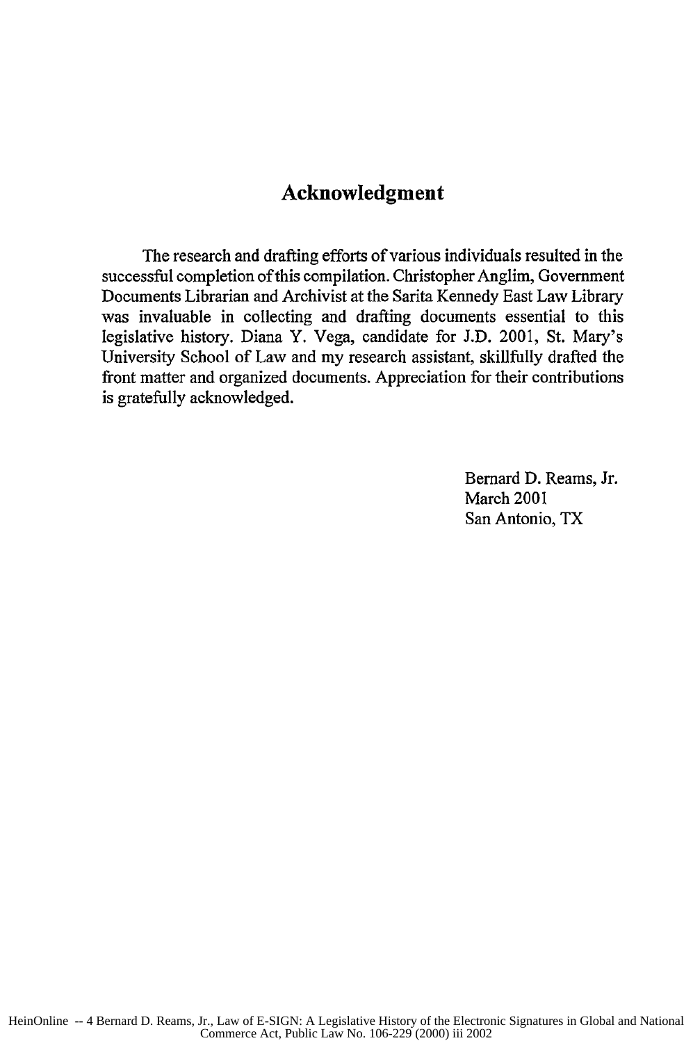# Acknowledgment

The research and drafting efforts of various individuals resulted in the successful completion of this compilation. Christopher Anglim, Government Documents Librarian and Archivist at the Sarita Kennedy East Law Library was invaluable in collecting and drafting documents essential to this legislative history. Diana Y. Vega, candidate for J.D. 2001, St. Mary's University School of Law and my research assistant, skillfully drafted the front matter and organized documents. Appreciation for their contributions is gratefully acknowledged.

Bernard D. Reams, Jr.
March 2001
San Antonio, TX